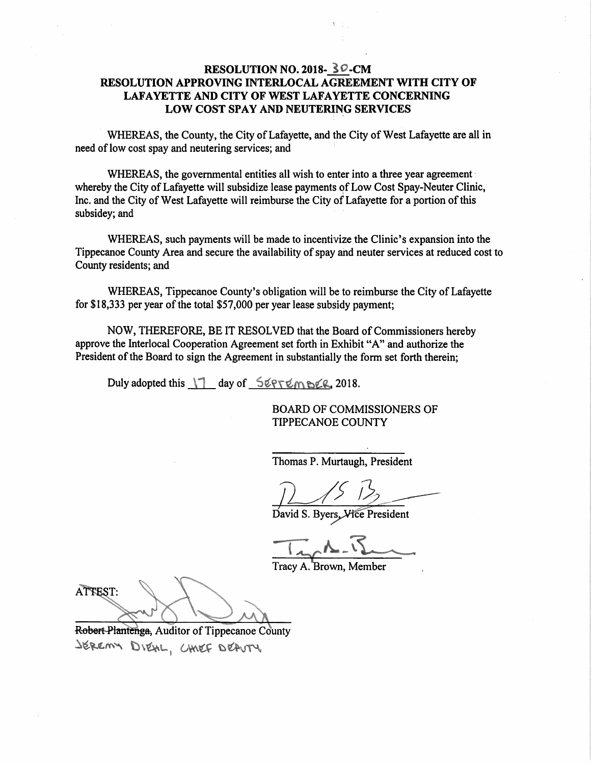# RESOLUTION NO. 2018-30-CM

## RESOLUTION APPROVING INTERLOCAL AGREEMENT WITH CITY OF LAFAYETTE AND CITY OF WEST LAFAYETTE CONCERNING LOW COST SPAY AND NEUTERING SERVICES

WHEREAS, the County, the City of Lafayette, and the City of West Lafayette are all in need of low cost spay and neutering services; and

WHEREAS, the governmental entities all wish to enter into a three year agreement whereby the City of Lafayette will subsidize lease payments of Low Cost Spay-Neuter Clinic, Inc. and the City of West Lafayette will reimburse the City of Lafayette for a portion of this subsidey; and

WHEREAS, such payments will be made to incentivize the Clinic's expansion into the Tippecanoe County Area and secure the availability of spay and neuter services at reduced cost to County residents; and

WHEREAS, Tippecanoe County's obligation will be to reimburse the City of Lafayette for $18,333 per year of the total $57,000 per year lease subsidy payment;

NOW, THEREFORE, BE IT RESOLVED that the Board of Commissioners hereby approve the Interlocal Cooperation Agreement set forth in Exhibit "A" and authorize the President of the Board to sign the Agreement in substantially the form set forth therein;

Duly adopted this 17 day of September, 2018.

BOARD OF COMMISSIONERS OF TIPPECANOE COUNTY

\_\_\_\_\_\_\_\_\_\_\_\_\_\_\_\_\_\_\_\_\_\_\_\_
Thomas P. Murtaugh, President

\_\_\_\_\_\_\_\_\_\_\_\_\_\_\_\_\_\_\_\_\_\_\_\_
David S. Byers, ~~Vice~~ President

\_\_\_\_\_\_\_\_\_\_\_\_\_\_\_\_\_\_\_\_\_\_\_\_
Tracy A. Brown, Member

ATTEST:

\_\_\_\_\_\_\_\_\_\_\_\_\_\_\_\_\_\_\_\_\_\_\_\_
~~Robert Plantenga~~, Auditor of Tippecanoe County
JEREMY DIEHL, CHIEF DEPUTY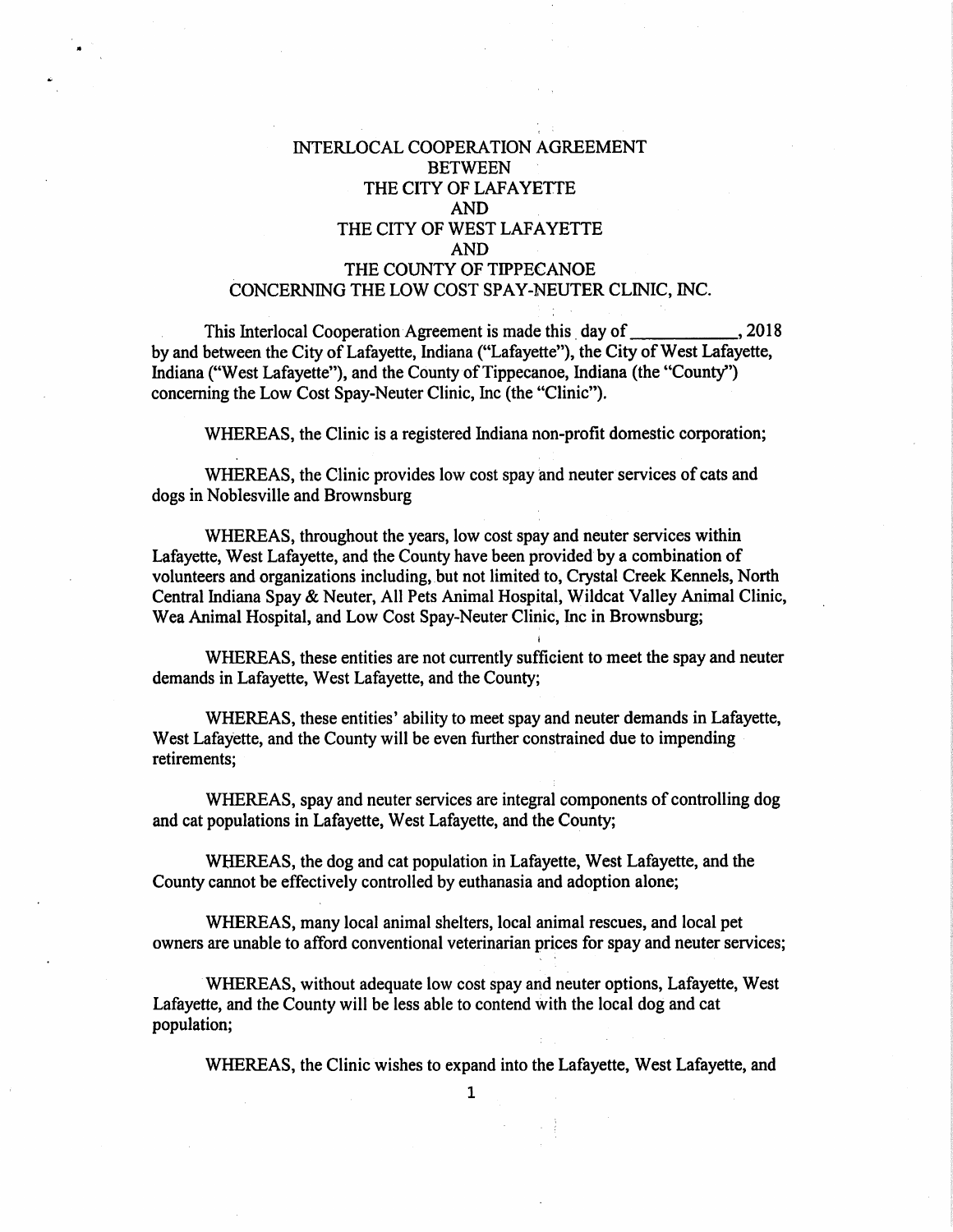# INTERLOCAL COOPERATION AGREEMENT BETWEEN THE CITY OF LAFAYETTE AND THE CITY OF WEST LAFAYETTE AND THE COUNTY OF TIPPECANOE CONCERNING THE LOW COST SPAY-NEUTER CLINIC, INC.

This Interlocal Cooperation Agreement is made this day of ___________, 2018 by and between the City of Lafayette, Indiana ("Lafayette"), the City of West Lafayette, Indiana ("West Lafayette"), and the County of Tippecanoe, Indiana (the "County") concerning the Low Cost Spay-Neuter Clinic, Inc (the "Clinic").

WHEREAS, the Clinic is a registered Indiana non-profit domestic corporation;

WHEREAS, the Clinic provides low cost spay and neuter services of cats and dogs in Noblesville and Brownsburg

WHEREAS, throughout the years, low cost spay and neuter services within Lafayette, West Lafayette, and the County have been provided by a combination of volunteers and organizations including, but not limited to, Crystal Creek Kennels, North Central Indiana Spay & Neuter, All Pets Animal Hospital, Wildcat Valley Animal Clinic, Wea Animal Hospital, and Low Cost Spay-Neuter Clinic, Inc in Brownsburg;

WHEREAS, these entities are not currently sufficient to meet the spay and neuter demands in Lafayette, West Lafayette, and the County;

WHEREAS, these entities' ability to meet spay and neuter demands in Lafayette, West Lafayette, and the County will be even further constrained due to impending retirements;

WHEREAS, spay and neuter services are integral components of controlling dog and cat populations in Lafayette, West Lafayette, and the County;

WHEREAS, the dog and cat population in Lafayette, West Lafayette, and the County cannot be effectively controlled by euthanasia and adoption alone;

WHEREAS, many local animal shelters, local animal rescues, and local pet owners are unable to afford conventional veterinarian prices for spay and neuter services;

WHEREAS, without adequate low cost spay and neuter options, Lafayette, West Lafayette, and the County will be less able to contend with the local dog and cat population;

WHEREAS, the Clinic wishes to expand into the Lafayette, West Lafayette, and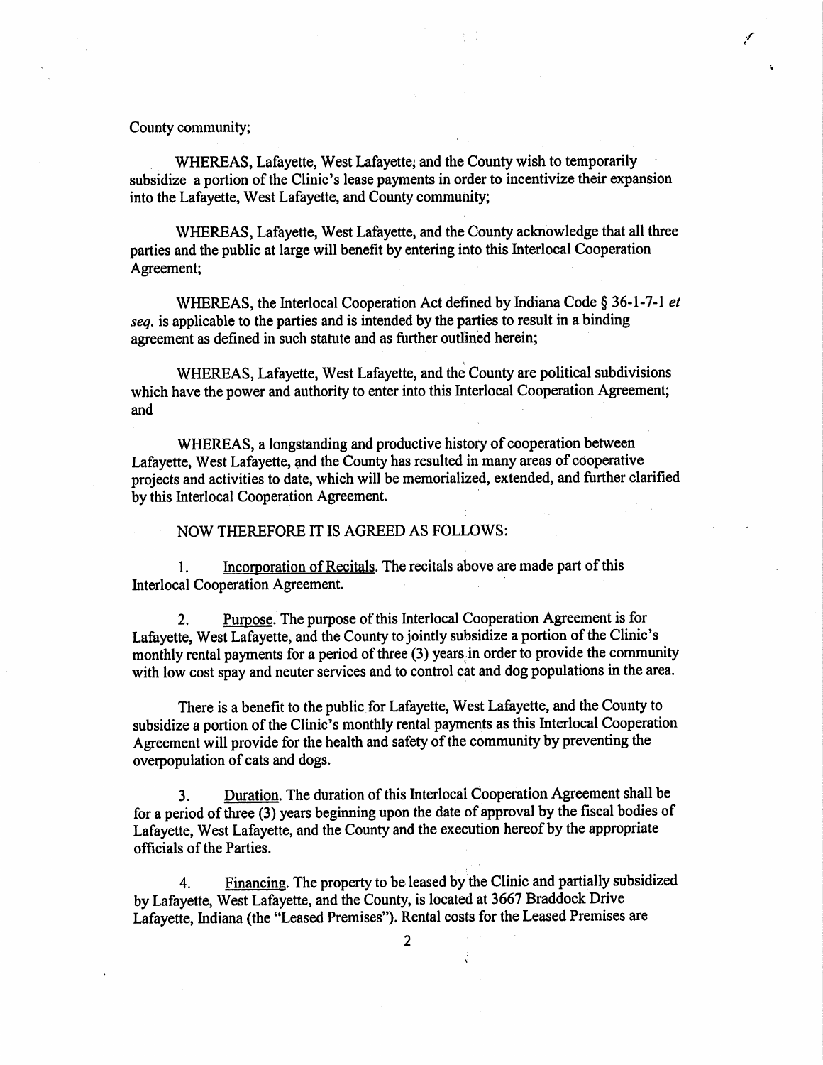County community;

WHEREAS, Lafayette, West Lafayette, and the County wish to temporarily subsidize a portion of the Clinic's lease payments in order to incentivize their expansion into the Lafayette, West Lafayette, and County community;

WHEREAS, Lafayette, West Lafayette, and the County acknowledge that all three parties and the public at large will benefit by entering into this Interlocal Cooperation Agreement;

WHEREAS, the Interlocal Cooperation Act defined by Indiana Code § 36-1-7-1 *et seq.* is applicable to the parties and is intended by the parties to result in a binding agreement as defined in such statute and as further outlined herein;

WHEREAS, Lafayette, West Lafayette, and the County are political subdivisions which have the power and authority to enter into this Interlocal Cooperation Agreement; and

WHEREAS, a longstanding and productive history of cooperation between Lafayette, West Lafayette, and the County has resulted in many areas of cooperative projects and activities to date, which will be memorialized, extended, and further clarified by this Interlocal Cooperation Agreement.

NOW THEREFORE IT IS AGREED AS FOLLOWS:

1. Incorporation of Recitals. The recitals above are made part of this Interlocal Cooperation Agreement.

2. Purpose. The purpose of this Interlocal Cooperation Agreement is for Lafayette, West Lafayette, and the County to jointly subsidize a portion of the Clinic's monthly rental payments for a period of three (3) years in order to provide the community with low cost spay and neuter services and to control cat and dog populations in the area.

There is a benefit to the public for Lafayette, West Lafayette, and the County to subsidize a portion of the Clinic's monthly rental payments as this Interlocal Cooperation Agreement will provide for the health and safety of the community by preventing the overpopulation of cats and dogs.

3. Duration. The duration of this Interlocal Cooperation Agreement shall be for a period of three (3) years beginning upon the date of approval by the fiscal bodies of Lafayette, West Lafayette, and the County and the execution hereof by the appropriate officials of the Parties.

4. Financing. The property to be leased by the Clinic and partially subsidized by Lafayette, West Lafayette, and the County, is located at 3667 Braddock Drive Lafayette, Indiana (the "Leased Premises"). Rental costs for the Leased Premises are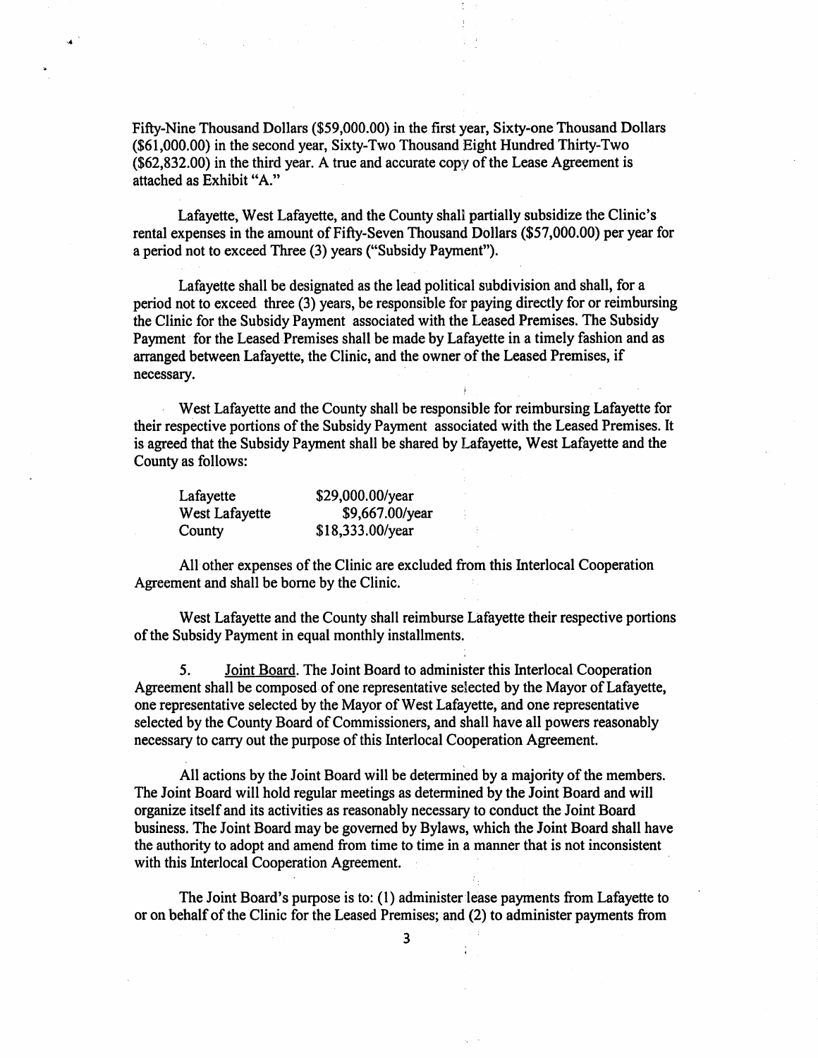Fifty-Nine Thousand Dollars ($59,000.00) in the first year, Sixty-one Thousand Dollars ($61,000.00) in the second year, Sixty-Two Thousand Eight Hundred Thirty-Two ($62,832.00) in the third year. A true and accurate copy of the Lease Agreement is attached as Exhibit "A."

Lafayette, West Lafayette, and the County shall partially subsidize the Clinic's rental expenses in the amount of Fifty-Seven Thousand Dollars ($57,000.00) per year for a period not to exceed Three (3) years ("Subsidy Payment").

Lafayette shall be designated as the lead political subdivision and shall, for a period not to exceed three (3) years, be responsible for paying directly for or reimbursing the Clinic for the Subsidy Payment associated with the Leased Premises. The Subsidy Payment for the Leased Premises shall be made by Lafayette in a timely fashion and as arranged between Lafayette, the Clinic, and the owner of the Leased Premises, if necessary.

West Lafayette and the County shall be responsible for reimbursing Lafayette for their respective portions of the Subsidy Payment associated with the Leased Premises. It is agreed that the Subsidy Payment shall be shared by Lafayette, West Lafayette and the County as follows:

| | |
|---|---|
| Lafayette | $29,000.00/year |
| West Lafayette | $9,667.00/year |
| County | $18,333.00/year |

All other expenses of the Clinic are excluded from this Interlocal Cooperation Agreement and shall be borne by the Clinic.

West Lafayette and the County shall reimburse Lafayette their respective portions of the Subsidy Payment in equal monthly installments.

5. Joint Board. The Joint Board to administer this Interlocal Cooperation Agreement shall be composed of one representative selected by the Mayor of Lafayette, one representative selected by the Mayor of West Lafayette, and one representative selected by the County Board of Commissioners, and shall have all powers reasonably necessary to carry out the purpose of this Interlocal Cooperation Agreement.

All actions by the Joint Board will be determined by a majority of the members. The Joint Board will hold regular meetings as determined by the Joint Board and will organize itself and its activities as reasonably necessary to conduct the Joint Board business. The Joint Board may be governed by Bylaws, which the Joint Board shall have the authority to adopt and amend from time to time in a manner that is not inconsistent with this Interlocal Cooperation Agreement.

The Joint Board's purpose is to: (1) administer lease payments from Lafayette to or on behalf of the Clinic for the Leased Premises; and (2) to administer payments from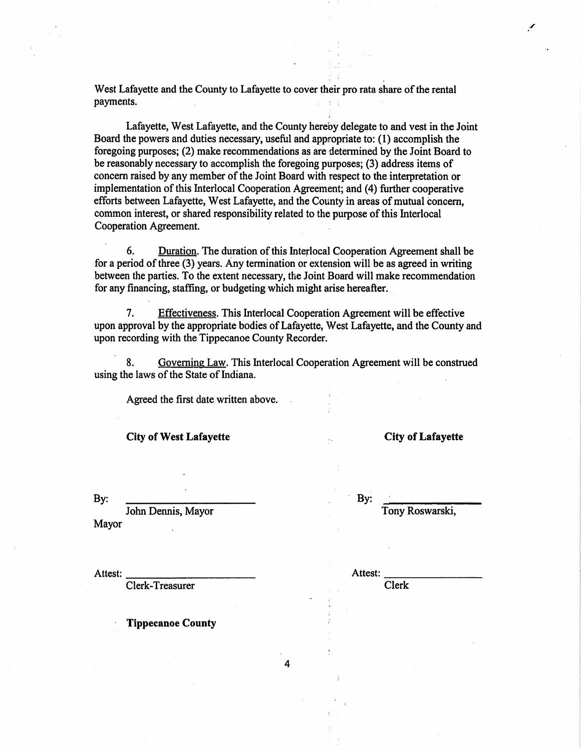West Lafayette and the County to Lafayette to cover their pro rata share of the rental payments.

Lafayette, West Lafayette, and the County hereby delegate to and vest in the Joint Board the powers and duties necessary, useful and appropriate to: (1) accomplish the foregoing purposes; (2) make recommendations as are determined by the Joint Board to be reasonably necessary to accomplish the foregoing purposes; (3) address items of concern raised by any member of the Joint Board with respect to the interpretation or implementation of this Interlocal Cooperation Agreement; and (4) further cooperative efforts between Lafayette, West Lafayette, and the County in areas of mutual concern, common interest, or shared responsibility related to the purpose of this Interlocal Cooperation Agreement.

6. Duration. The duration of this Interlocal Cooperation Agreement shall be for a period of three (3) years. Any termination or extension will be as agreed in writing between the parties. To the extent necessary, the Joint Board will make recommendation for any financing, staffing, or budgeting which might arise hereafter.

7. Effectiveness. This Interlocal Cooperation Agreement will be effective upon approval by the appropriate bodies of Lafayette, West Lafayette, and the County and upon recording with the Tippecanoe County Recorder.

8. Governing Law. This Interlocal Cooperation Agreement will be construed using the laws of the State of Indiana.

Agreed the first date written above.

**City of West Lafayette**

By: ______________________
John Dennis, Mayor
Mayor

Attest: ______________________
Clerk-Treasurer

**City of Lafayette**

By: ______________________
Tony Roswarski,

Attest: ______________________
Clerk

**Tippecanoe County**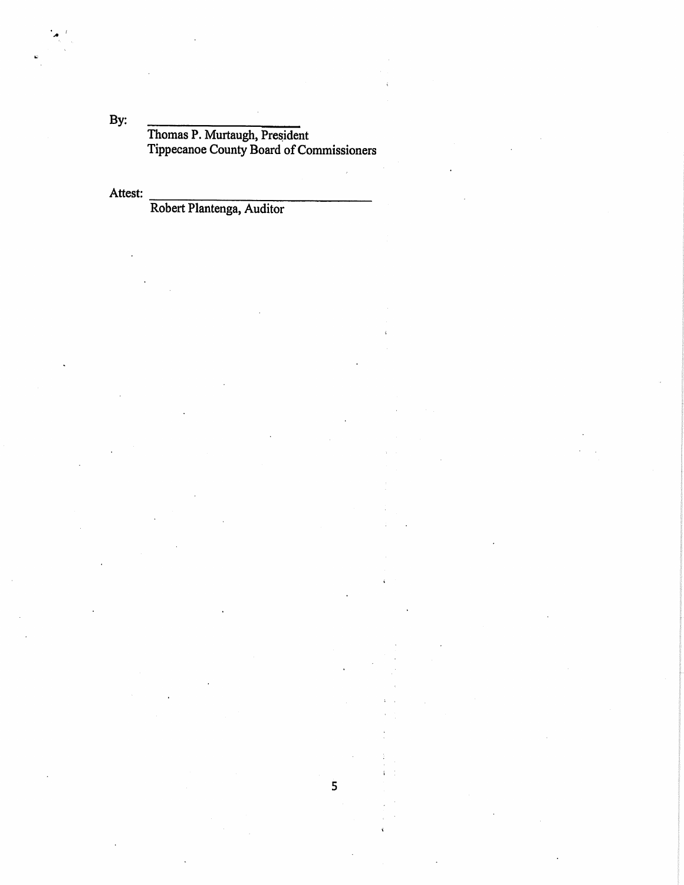By: \_\_\_\_\_\_\_\_\_\_\_\_\_\_\_\_\_\_\_\_\_\_\_\_

Thomas P. Murtaugh, President
Tippecanoe County Board of Commissioners

Attest: \_\_\_\_\_\_\_\_\_\_\_\_\_\_\_\_\_\_\_\_\_\_\_\_\_\_\_\_\_\_\_\_\_\_

Robert Plantenga, Auditor